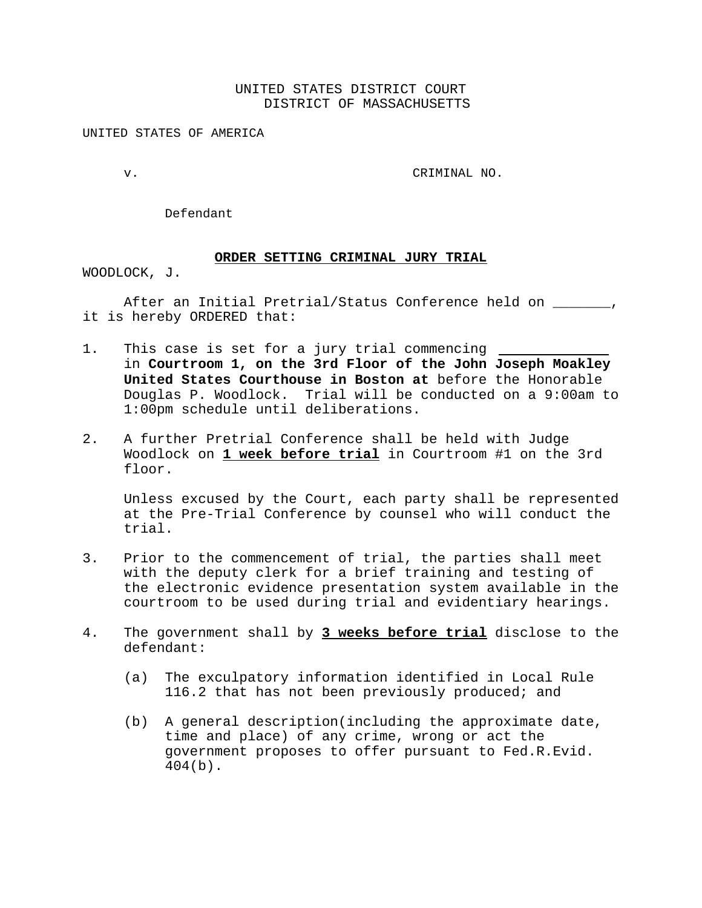UNITED STATES DISTRICT COURT
DISTRICT OF MASSACHUSETTS

UNITED STATES OF AMERICA

v. CRIMINAL NO.

Defendant

## **ORDER SETTING CRIMINAL JURY TRIAL**

WOODLOCK, J.

After an Initial Pretrial/Status Conference held on _______, it is hereby ORDERED that:

1. This case is set for a jury trial commencing _____________ in **Courtroom 1, on the 3rd Floor of the John Joseph Moakley United States Courthouse in Boston at** before the Honorable Douglas P. Woodlock. Trial will be conducted on a 9:00am to 1:00pm schedule until deliberations.

2. A further Pretrial Conference shall be held with Judge Woodlock on **1 week before trial** in Courtroom #1 on the 3rd floor.

   Unless excused by the Court, each party shall be represented at the Pre-Trial Conference by counsel who will conduct the trial.

3. Prior to the commencement of trial, the parties shall meet with the deputy clerk for a brief training and testing of the electronic evidence presentation system available in the courtroom to be used during trial and evidentiary hearings.

4. The government shall by **3 weeks before trial** disclose to the defendant:

   (a) The exculpatory information identified in Local Rule 116.2 that has not been previously produced; and

   (b) A general description(including the approximate date, time and place) of any crime, wrong or act the government proposes to offer pursuant to Fed.R.Evid. 404(b).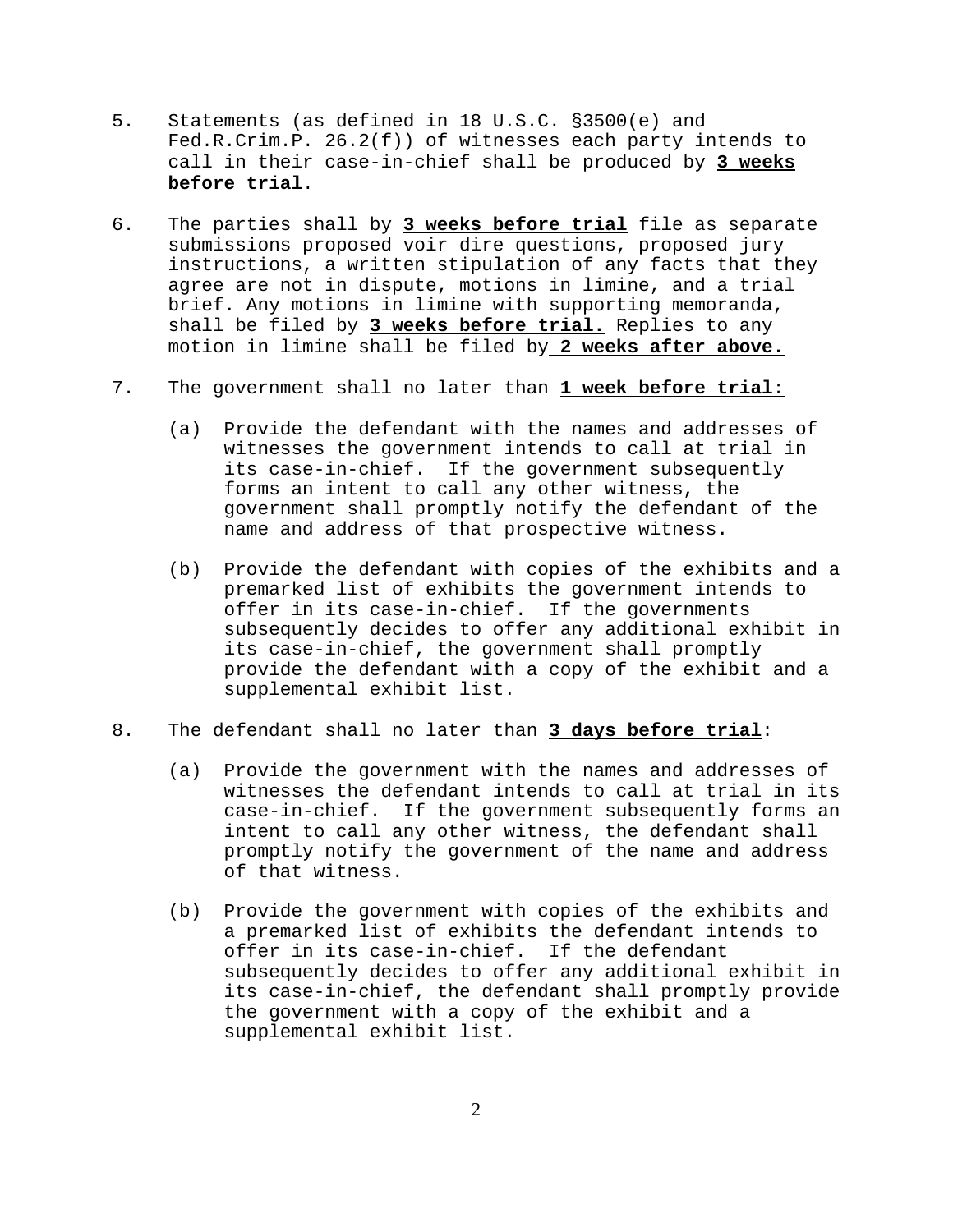5. Statements (as defined in 18 U.S.C. §3500(e) and Fed.R.Crim.P. 26.2(f)) of witnesses each party intends to call in their case-in-chief shall be produced by **3 weeks before trial**.

6. The parties shall by **3 weeks before trial** file as separate submissions proposed voir dire questions, proposed jury instructions, a written stipulation of any facts that they agree are not in dispute, motions in limine, and a trial brief. Any motions in limine with supporting memoranda, shall be filed by **3 weeks before trial.** Replies to any motion in limine shall be filed by **2 weeks after above.**

7. The government shall no later than **1 week before trial**:

   (a) Provide the defendant with the names and addresses of witnesses the government intends to call at trial in its case-in-chief. If the government subsequently forms an intent to call any other witness, the government shall promptly notify the defendant of the name and address of that prospective witness.

   (b) Provide the defendant with copies of the exhibits and a premarked list of exhibits the government intends to offer in its case-in-chief. If the governments subsequently decides to offer any additional exhibit in its case-in-chief, the government shall promptly provide the defendant with a copy of the exhibit and a supplemental exhibit list.

8. The defendant shall no later than **3 days before trial**:

   (a) Provide the government with the names and addresses of witnesses the defendant intends to call at trial in its case-in-chief. If the government subsequently forms an intent to call any other witness, the defendant shall promptly notify the government of the name and address of that witness.

   (b) Provide the government with copies of the exhibits and a premarked list of exhibits the defendant intends to offer in its case-in-chief. If the defendant subsequently decides to offer any additional exhibit in its case-in-chief, the defendant shall promptly provide the government with a copy of the exhibit and a supplemental exhibit list.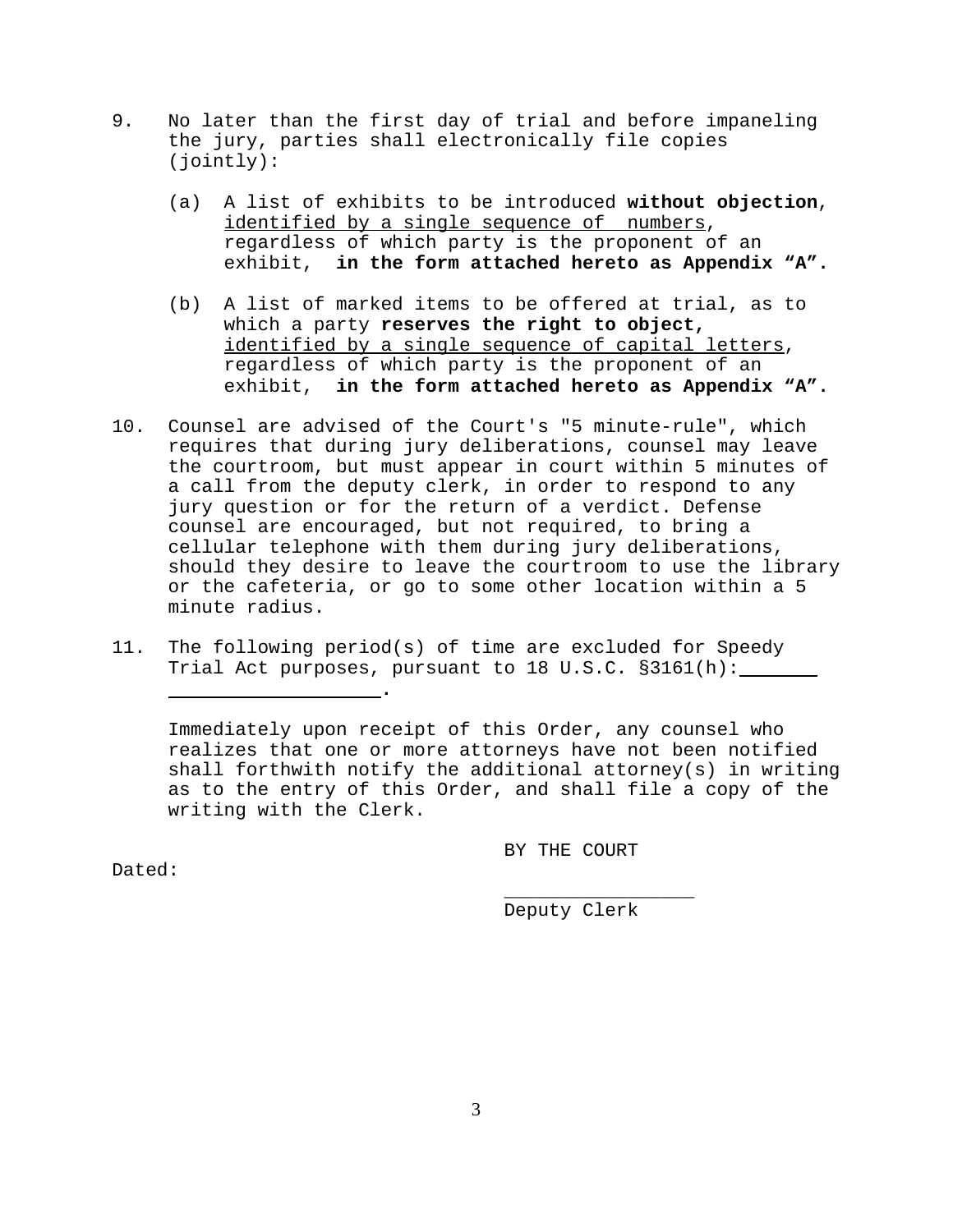9. No later than the first day of trial and before impaneling the jury, parties shall electronically file copies (jointly):

   (a) A list of exhibits to be introduced **without objection**, <u>identified by a single sequence of numbers</u>, regardless of which party is the proponent of an exhibit, **in the form attached hereto as Appendix "A".**

   (b) A list of marked items to be offered at trial, as to which a party **reserves the right to object,** <u>identified by a single sequence of capital letters</u>, regardless of which party is the proponent of an exhibit, **in the form attached hereto as Appendix "A".**

10. Counsel are advised of the Court's "5 minute-rule", which requires that during jury deliberations, counsel may leave the courtroom, but must appear in court within 5 minutes of a call from the deputy clerk, in order to respond to any jury question or for the return of a verdict. Defense counsel are encouraged, but not required, to bring a cellular telephone with them during jury deliberations, should they desire to leave the courtroom to use the library or the cafeteria, or go to some other location within a 5 minute radius.

11. The following period(s) of time are excluded for Speedy Trial Act purposes, pursuant to 18 U.S.C. §3161(h): ____________________________.

    Immediately upon receipt of this Order, any counsel who realizes that one or more attorneys have not been notified shall forthwith notify the additional attorney(s) in writing as to the entry of this Order, and shall file a copy of the writing with the Clerk.

BY THE COURT

Dated:

_________________
Deputy Clerk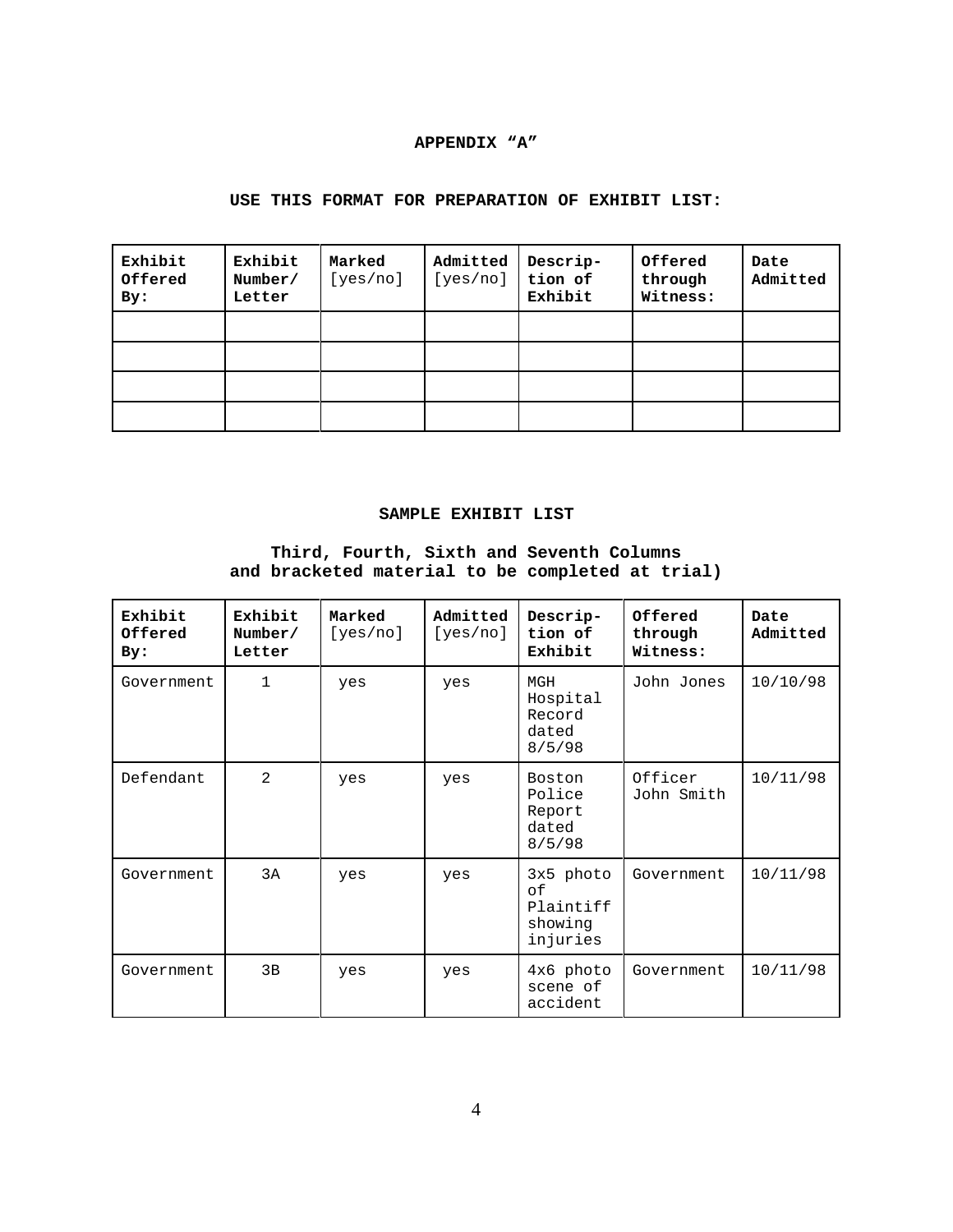# APPENDIX "A"

## USE THIS FORMAT FOR PREPARATION OF EXHIBIT LIST:

| **Exhibit Offered By:** | **Exhibit Number/ Letter** | **Marked** [yes/no] | **Admitted** [yes/no] | **Descrip-tion of Exhibit** | **Offered through Witness:** | **Date Admitted** |
|---|---|---|---|---|---|---|
| | | | | | | |
| | | | | | | |
| | | | | | | |
| | | | | | | |

## SAMPLE EXHIBIT LIST

**Third, Fourth, Sixth and Seventh Columns and bracketed material to be completed at trial)**

| **Exhibit Offered By:** | **Exhibit Number/ Letter** | **Marked** [yes/no] | **Admitted** [yes/no] | **Descrip-tion of Exhibit** | **Offered through Witness:** | **Date Admitted** |
|---|---|---|---|---|---|---|
| Government | 1 | yes | yes | MGH Hospital Record dated 8/5/98 | John Jones | 10/10/98 |
| Defendant | 2 | yes | yes | Boston Police Report dated 8/5/98 | Officer John Smith | 10/11/98 |
| Government | 3A | yes | yes | 3x5 photo of Plaintiff showing injuries | Government | 10/11/98 |
| Government | 3B | yes | yes | 4x6 photo scene of accident | Government | 10/11/98 |